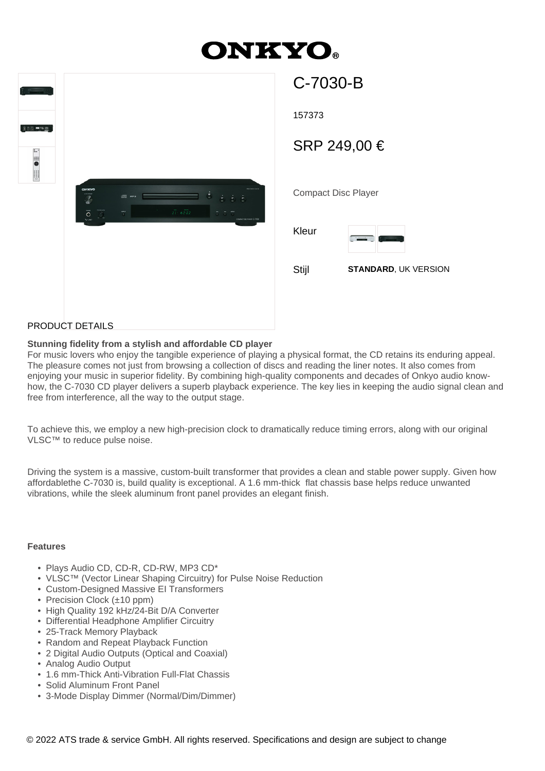# ONKYO

## C-7030-B

157373

SRP 249,00 €

Compact Disc Player

Kleur

Stijl **STANDARD**, UK VERSION

PRODUCT DETAILS

**Stunning fidelity from a stylish and affordable CD player**

For music lovers who enjoy the tangible experience of playing a physical format, the CD retains its enduring appeal. The pleasure comes not just from browsing a collection of discs and reading the liner notes. It also comes from enjoying your music in superior fidelity. By combining high-quality components and decades of Onkyo audio know-how, the C-7030 CD player delivers a superb playback experience. The key lies in keeping the audio signal clean and free from interference, all the way to the output stage.

To achieve this, we employ a new high-precision clock to dramatically reduce timing errors, along with our original VLSC™ to reduce pulse noise.

Driving the system is a massive, custom-built transformer that provides a clean and stable power supply. Given how affordablethe C-7030 is, build quality is exceptional. A 1.6 mm-thick flat chassis base helps reduce unwanted vibrations, while the sleek aluminum front panel provides an elegant finish.

**Features**

- Plays Audio CD, CD-R, CD-RW, MP3 CD*
- VLSC™ (Vector Linear Shaping Circuitry) for Pulse Noise Reduction
- Custom-Designed Massive EI Transformers
- Precision Clock (±10 ppm)
- High Quality 192 kHz/24-Bit D/A Converter
- Differential Headphone Amplifier Circuitry
- 25-Track Memory Playback
- Random and Repeat Playback Function
- 2 Digital Audio Outputs (Optical and Coaxial)
- Analog Audio Output
- 1.6 mm-Thick Anti-Vibration Full-Flat Chassis
- Solid Aluminum Front Panel
- 3-Mode Display Dimmer (Normal/Dim/Dimmer)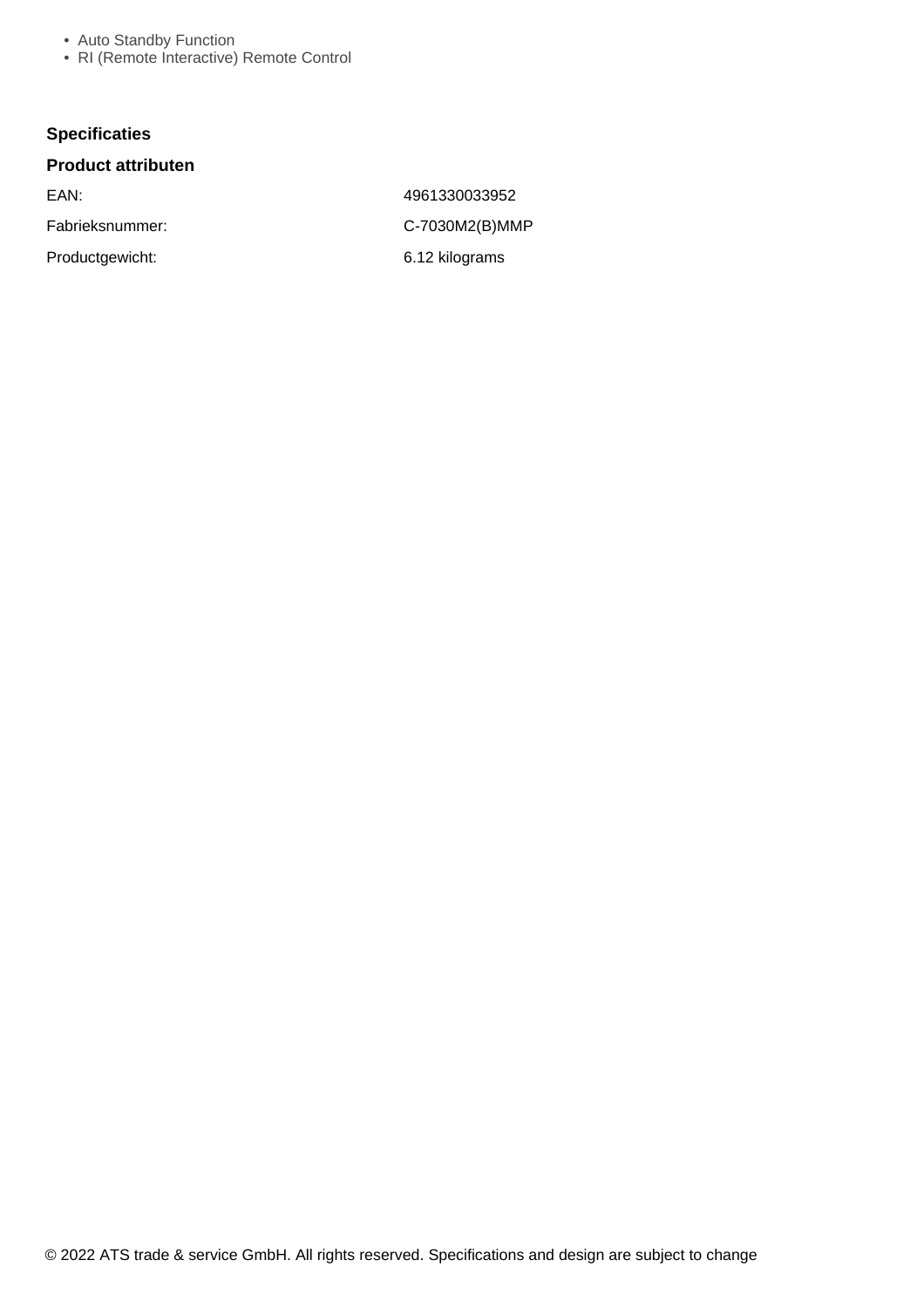- Auto Standby Function
- RI (Remote Interactive) Remote Control

## Specificaties

### Product attributen

| | |
|---|---|
| EAN: | 4961330033952 |
| Fabrieksnummer: | C-7030M2(B)MMP |
| Productgewicht: | 6.12 kilograms |

© 2022 ATS trade & service GmbH. All rights reserved. Specifications and design are subject to change